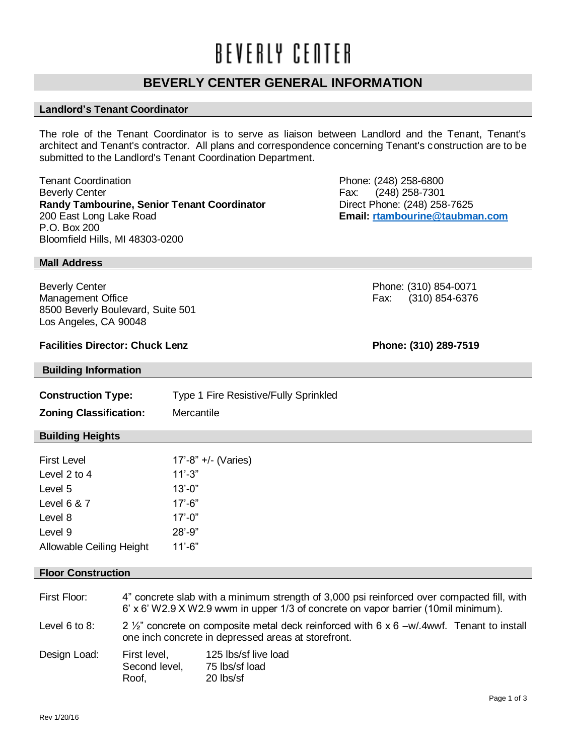# BEVERLY CENTER

## BEVERLY CENTER GENERAL INFORMATION

### Landlord's Tenant Coordinator

The role of the Tenant Coordinator is to serve as liaison between Landlord and the Tenant, Tenant's architect and Tenant's contractor. All plans and correspondence concerning Tenant's construction are to be submitted to the Landlord's Tenant Coordination Department.

Tenant Coordination
Beverly Center
**Randy Tambourine, Senior Tenant Coordinator**
200 East Long Lake Road
P.O. Box 200
Bloomfield Hills, MI 48303-0200

Phone: (248) 258-6800
Fax: (248) 258-7301
Direct Phone: (248) 258-7625
**Email: rtambourine@taubman.com**

### Mall Address

Beverly Center
Management Office
8500 Beverly Boulevard, Suite 501
Los Angeles, CA 90048

Phone: (310) 854-0071
Fax: (310) 854-6376

**Facilities Director: Chuck Lenz** **Phone: (310) 289-7519**

### Building Information

| | |
|---|---|
| **Construction Type:** | Type 1 Fire Resistive/Fully Sprinkled |
| **Zoning Classification:** | Mercantile |

### Building Heights

| | |
|---|---|
| First Level | 17'-8" +/- (Varies) |
| Level 2 to 4 | 11'-3" |
| Level 5 | 13'-0" |
| Level 6 & 7 | 17'-6" |
| Level 8 | 17'-0" |
| Level 9 | 28'-9" |
| Allowable Ceiling Height | 11'-6" |

### Floor Construction

First Floor: 4" concrete slab with a minimum strength of 3,000 psi reinforced over compacted fill, with 6' x 6' W2.9 X W2.9 wwm in upper 1/3 of concrete on vapor barrier (10mil minimum).

Level 6 to 8: 2 ½" concrete on composite metal deck reinforced with 6 x 6 –w/.4wwf. Tenant to install one inch concrete in depressed areas at storefront.

Design Load:

| | |
|---|---|
| First level, | 125 lbs/sf live load |
| Second level, | 75 lbs/sf load |
| Roof, | 20 lbs/sf |

Rev 1/20/16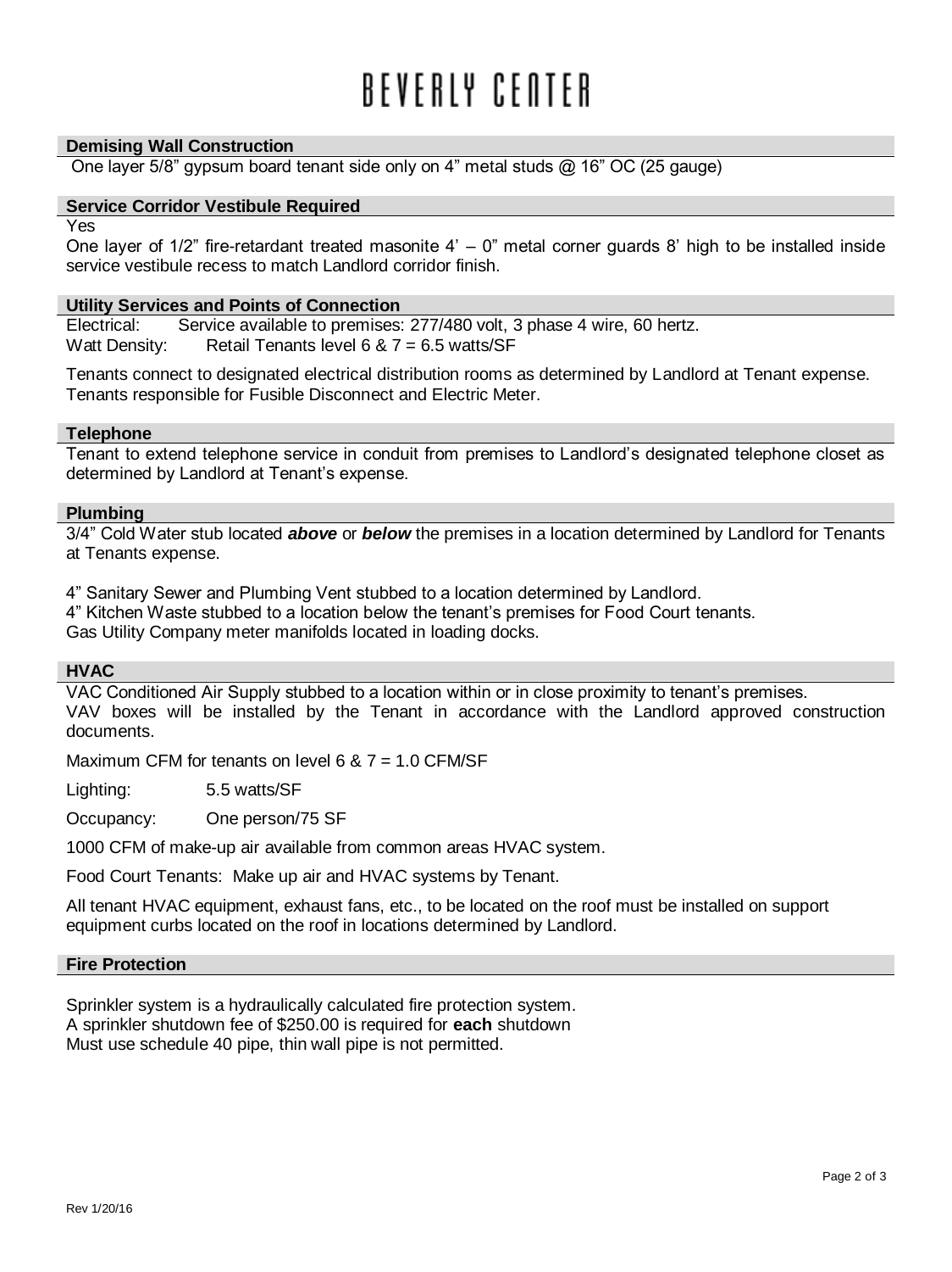## Demising Wall Construction

One layer 5/8" gypsum board tenant side only on 4" metal studs @ 16" OC (25 gauge)

## Service Corridor Vestibule Required

Yes

One layer of 1/2" fire-retardant treated masonite 4' – 0" metal corner guards 8' high to be installed inside service vestibule recess to match Landlord corridor finish.

## Utility Services and Points of Connection

Electrical: Service available to premises: 277/480 volt, 3 phase 4 wire, 60 hertz.
Watt Density: Retail Tenants level 6 & 7 = 6.5 watts/SF

Tenants connect to designated electrical distribution rooms as determined by Landlord at Tenant expense. Tenants responsible for Fusible Disconnect and Electric Meter.

## Telephone

Tenant to extend telephone service in conduit from premises to Landlord's designated telephone closet as determined by Landlord at Tenant's expense.

## Plumbing

3/4" Cold Water stub located ***above*** or ***below*** the premises in a location determined by Landlord for Tenants at Tenants expense.

4" Sanitary Sewer and Plumbing Vent stubbed to a location determined by Landlord.
4" Kitchen Waste stubbed to a location below the tenant's premises for Food Court tenants.
Gas Utility Company meter manifolds located in loading docks.

## HVAC

VAC Conditioned Air Supply stubbed to a location within or in close proximity to tenant's premises.
VAV boxes will be installed by the Tenant in accordance with the Landlord approved construction documents.

Maximum CFM for tenants on level 6 & 7 = 1.0 CFM/SF

Lighting: 5.5 watts/SF

Occupancy: One person/75 SF

1000 CFM of make-up air available from common areas HVAC system.

Food Court Tenants: Make up air and HVAC systems by Tenant.

All tenant HVAC equipment, exhaust fans, etc., to be located on the roof must be installed on support equipment curbs located on the roof in locations determined by Landlord.

## Fire Protection

Sprinkler system is a hydraulically calculated fire protection system.
A sprinkler shutdown fee of $250.00 is required for **each** shutdown
Must use schedule 40 pipe, thin wall pipe is not permitted.

Rev 1/20/16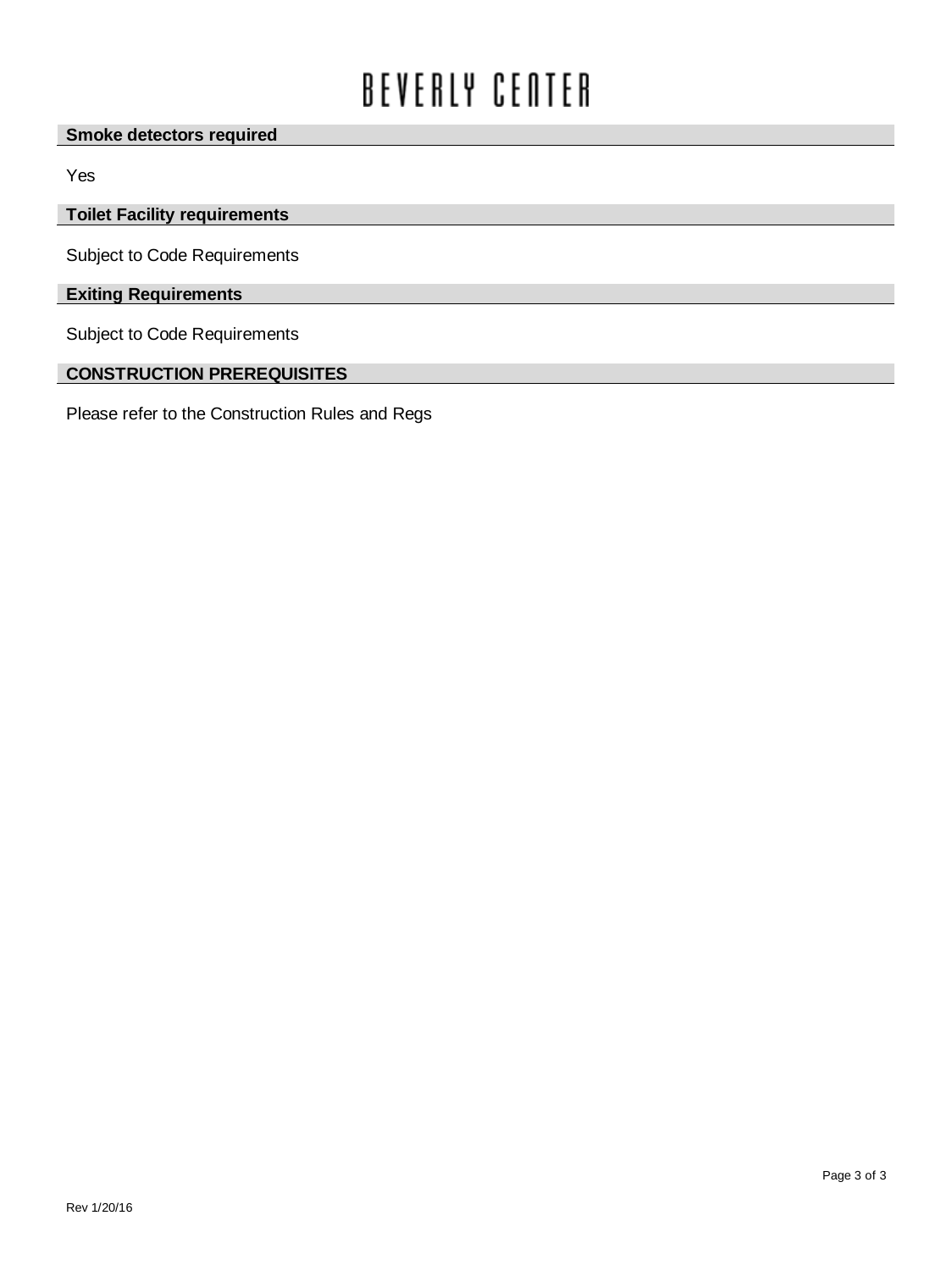## Smoke detectors required

Yes

## Toilet Facility requirements

Subject to Code Requirements

## Exiting Requirements

Subject to Code Requirements

## CONSTRUCTION PREREQUISITES

Please refer to the Construction Rules and Regs

Rev 1/20/16